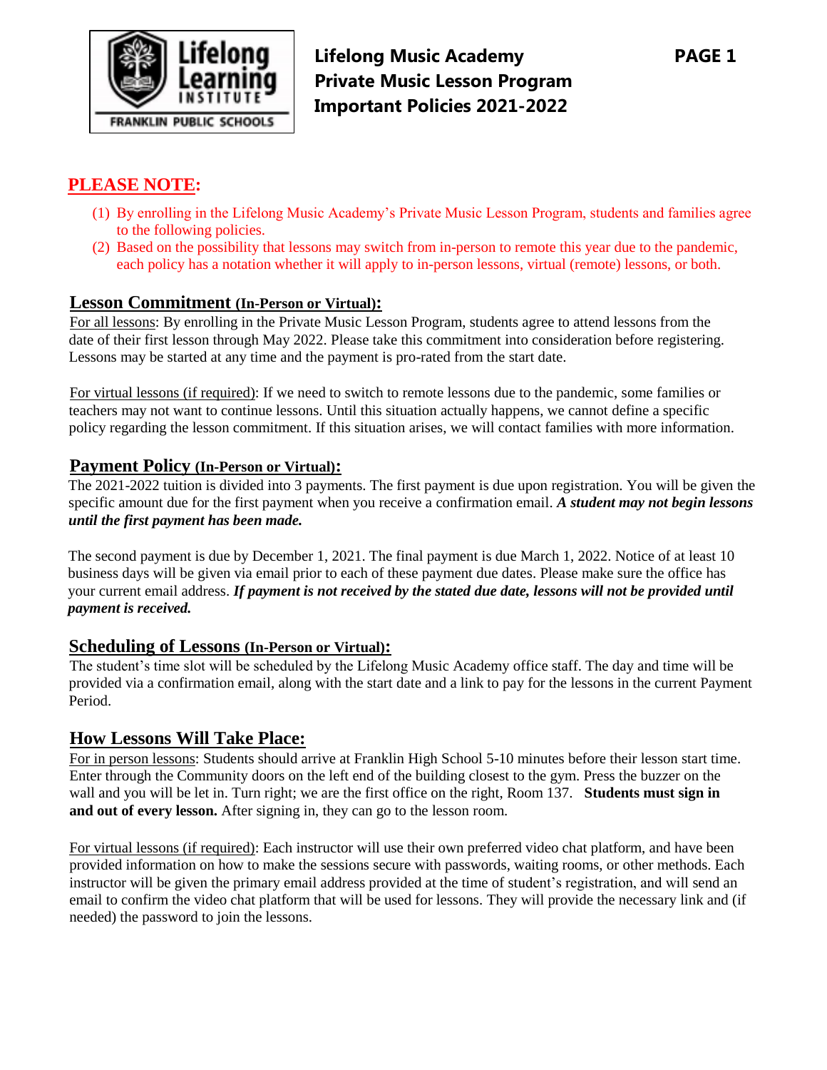# Lifelong Music Academy
## Private Music Lesson Program
## Important Policies 2021-2022

## PLEASE NOTE:

(1) By enrolling in the Lifelong Music Academy's Private Music Lesson Program, students and families agree to the following policies.

(2) Based on the possibility that lessons may switch from in-person to remote this year due to the pandemic, each policy has a notation whether it will apply to in-person lessons, virtual (remote) lessons, or both.

### Lesson Commitment (In-Person or Virtual):

For all lessons: By enrolling in the Private Music Lesson Program, students agree to attend lessons from the date of their first lesson through May 2022. Please take this commitment into consideration before registering. Lessons may be started at any time and the payment is pro-rated from the start date.

For virtual lessons (if required): If we need to switch to remote lessons due to the pandemic, some families or teachers may not want to continue lessons. Until this situation actually happens, we cannot define a specific policy regarding the lesson commitment. If this situation arises, we will contact families with more information.

### Payment Policy (In-Person or Virtual):

The 2021-2022 tuition is divided into 3 payments. The first payment is due upon registration. You will be given the specific amount due for the first payment when you receive a confirmation email. ***A student may not begin lessons until the first payment has been made.***

The second payment is due by December 1, 2021. The final payment is due March 1, 2022. Notice of at least 10 business days will be given via email prior to each of these payment due dates. Please make sure the office has your current email address. ***If payment is not received by the stated due date, lessons will not be provided until payment is received.***

### Scheduling of Lessons (In-Person or Virtual):

The student's time slot will be scheduled by the Lifelong Music Academy office staff. The day and time will be provided via a confirmation email, along with the start date and a link to pay for the lessons in the current Payment Period.

### How Lessons Will Take Place:

For in person lessons: Students should arrive at Franklin High School 5-10 minutes before their lesson start time. Enter through the Community doors on the left end of the building closest to the gym. Press the buzzer on the wall and you will be let in. Turn right; we are the first office on the right, Room 137. **Students must sign in and out of every lesson.** After signing in, they can go to the lesson room.

For virtual lessons (if required): Each instructor will use their own preferred video chat platform, and have been provided information on how to make the sessions secure with passwords, waiting rooms, or other methods. Each instructor will be given the primary email address provided at the time of student's registration, and will send an email to confirm the video chat platform that will be used for lessons. They will provide the necessary link and (if needed) the password to join the lessons.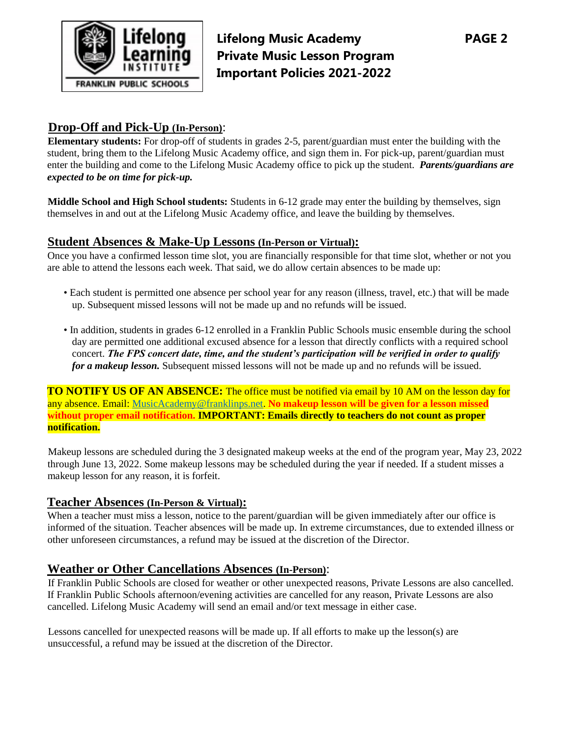**Lifelong Music Academy**
**Private Music Lesson Program**
**Important Policies 2021-2022**

## Drop-Off and Pick-Up (In-Person):

**Elementary students:** For drop-off of students in grades 2-5, parent/guardian must enter the building with the student, bring them to the Lifelong Music Academy office, and sign them in. For pick-up, parent/guardian must enter the building and come to the Lifelong Music Academy office to pick up the student. ***Parents/guardians are expected to be on time for pick-up.***

**Middle School and High School students:** Students in 6-12 grade may enter the building by themselves, sign themselves in and out at the Lifelong Music Academy office, and leave the building by themselves.

## Student Absences & Make-Up Lessons (In-Person or Virtual):

Once you have a confirmed lesson time slot, you are financially responsible for that time slot, whether or not you are able to attend the lessons each week. That said, we do allow certain absences to be made up:

- Each student is permitted one absence per school year for any reason (illness, travel, etc.) that will be made up. Subsequent missed lessons will not be made up and no refunds will be issued.
- In addition, students in grades 6-12 enrolled in a Franklin Public Schools music ensemble during the school day are permitted one additional excused absence for a lesson that directly conflicts with a required school concert. ***The FPS concert date, time, and the student's participation will be verified in order to qualify for a makeup lesson.*** Subsequent missed lessons will not be made up and no refunds will be issued.

**TO NOTIFY US OF AN ABSENCE:** The office must be notified via email by 10 AM on the lesson day for any absence. Email: MusicAcademy@franklinps.net. **No makeup lesson will be given for a lesson missed without proper email notification. IMPORTANT: Emails directly to teachers do not count as proper notification.**

Makeup lessons are scheduled during the 3 designated makeup weeks at the end of the program year, May 23, 2022 through June 13, 2022. Some makeup lessons may be scheduled during the year if needed. If a student misses a makeup lesson for any reason, it is forfeit.

## Teacher Absences (In-Person & Virtual):

When a teacher must miss a lesson, notice to the parent/guardian will be given immediately after our office is informed of the situation. Teacher absences will be made up. In extreme circumstances, due to extended illness or other unforeseen circumstances, a refund may be issued at the discretion of the Director.

## Weather or Other Cancellations Absences (In-Person):

If Franklin Public Schools are closed for weather or other unexpected reasons, Private Lessons are also cancelled. If Franklin Public Schools afternoon/evening activities are cancelled for any reason, Private Lessons are also cancelled. Lifelong Music Academy will send an email and/or text message in either case.

Lessons cancelled for unexpected reasons will be made up. If all efforts to make up the lesson(s) are unsuccessful, a refund may be issued at the discretion of the Director.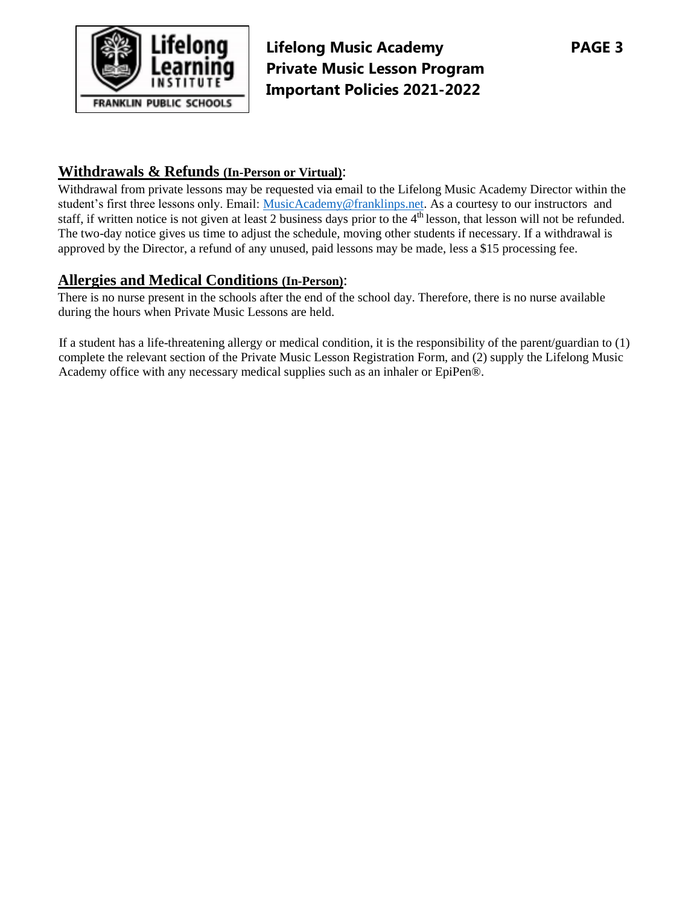## Withdrawals & Refunds (In-Person or Virtual):

Withdrawal from private lessons may be requested via email to the Lifelong Music Academy Director within the student's first three lessons only. Email: MusicAcademy@franklinps.net. As a courtesy to our instructors and staff, if written notice is not given at least 2 business days prior to the 4th lesson, that lesson will not be refunded. The two-day notice gives us time to adjust the schedule, moving other students if necessary. If a withdrawal is approved by the Director, a refund of any unused, paid lessons may be made, less a $15 processing fee.

## Allergies and Medical Conditions (In-Person):

There is no nurse present in the schools after the end of the school day. Therefore, there is no nurse available during the hours when Private Music Lessons are held.

If a student has a life-threatening allergy or medical condition, it is the responsibility of the parent/guardian to (1) complete the relevant section of the Private Music Lesson Registration Form, and (2) supply the Lifelong Music Academy office with any necessary medical supplies such as an inhaler or EpiPen®.